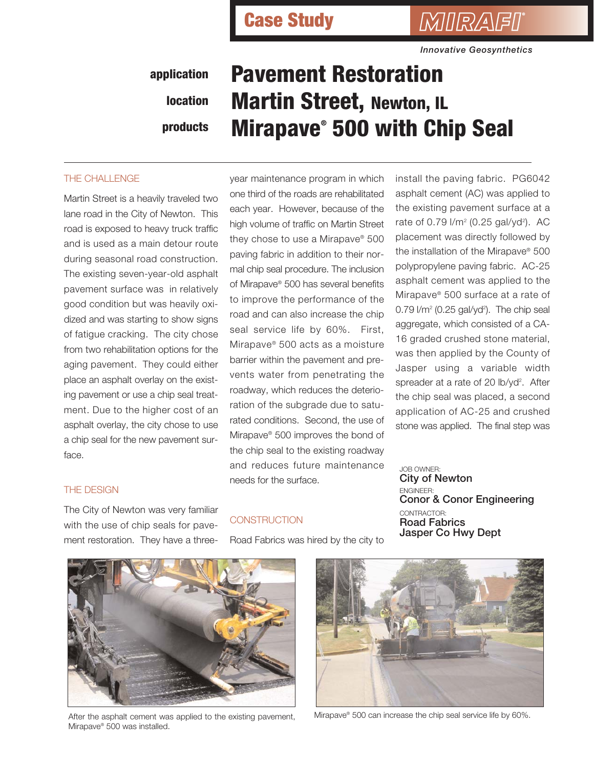Case Study

MIRAFI®

*Innovative Geosynthetics*

**application** — # Pavement Restoration

**location** — ## Martin Street, Newton, IL

**products** — ## Mirapave® 500 with Chip Seal

### THE CHALLENGE

Martin Street is a heavily traveled two lane road in the City of Newton. This road is exposed to heavy truck traffic and is used as a main detour route during seasonal road construction. The existing seven-year-old asphalt pavement surface was in relatively good condition but was heavily oxidized and was starting to show signs of fatigue cracking. The city chose from two rehabilitation options for the aging pavement. They could either place an asphalt overlay on the existing pavement or use a chip seal treatment. Due to the higher cost of an asphalt overlay, the city chose to use a chip seal for the new pavement surface.

### THE DESIGN

The City of Newton was very familiar with the use of chip seals for pavement restoration. They have a three-year maintenance program in which one third of the roads are rehabilitated each year. However, because of the high volume of traffic on Martin Street they chose to use a Mirapave® 500 paving fabric in addition to their normal chip seal procedure. The inclusion of Mirapave® 500 has several benefits to improve the performance of the road and can also increase the chip seal service life by 60%. First, Mirapave® 500 acts as a moisture barrier within the pavement and prevents water from penetrating the roadway, which reduces the deterioration of the subgrade due to saturated conditions. Second, the use of Mirapave® 500 improves the bond of the chip seal to the existing roadway and reduces future maintenance needs for the surface.

### CONSTRUCTION

Road Fabrics was hired by the city to install the paving fabric. PG6042 asphalt cement (AC) was applied to the existing pavement surface at a rate of 0.79 l/m² (0.25 gal/yd²). AC placement was directly followed by the installation of the Mirapave® 500 polypropylene paving fabric. AC-25 asphalt cement was applied to the Mirapave® 500 surface at a rate of 0.79 l/m² (0.25 gal/yd²). The chip seal aggregate, which consisted of a CA-16 graded crushed stone material, was then applied by the County of Jasper using a variable width spreader at a rate of 20 lb/yd². After the chip seal was placed, a second application of AC-25 and crushed stone was applied. The final step was

JOB OWNER:
**City of Newton**

ENGINEER:
**Conor & Conor Engineering**

CONTRACTOR:
**Road Fabrics**
**Jasper Co Hwy Dept**

After the asphalt cement was applied to the existing pavement, Mirapave® 500 was installed.

Mirapave® 500 can increase the chip seal service life by 60%.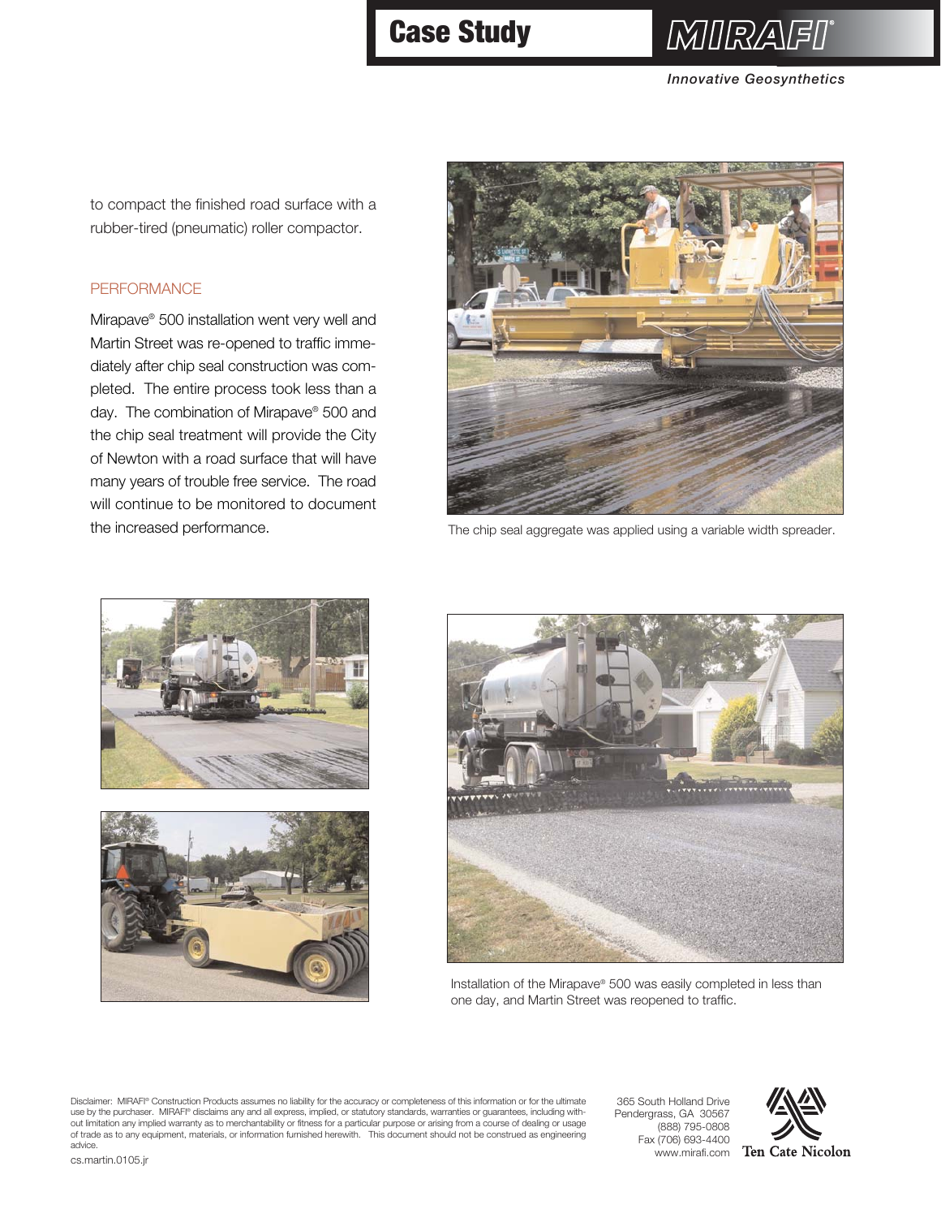to compact the finished road surface with a rubber-tired (pneumatic) roller compactor.

## PERFORMANCE

Mirapave® 500 installation went very well and Martin Street was re-opened to traffic immediately after chip seal construction was completed. The entire process took less than a day. The combination of Mirapave® 500 and the chip seal treatment will provide the City of Newton with a road surface that will have many years of trouble free service. The road will continue to be monitored to document the increased performance.

The chip seal aggregate was applied using a variable width spreader.

Installation of the Mirapave® 500 was easily completed in less than one day, and Martin Street was reopened to traffic.

Disclaimer: MIRAFI® Construction Products assumes no liability for the accuracy or completeness of this information or for the ultimate use by the purchaser. MIRAFI® disclaims any and all express, implied, or statutory standards, warranties or guarantees, including without limitation any implied warranty as to merchantability or fitness for a particular purpose or arising from a course of dealing or usage of trade as to any equipment, materials, or information furnished herewith. This document should not be construed as engineering advice.

cs.martin.0105.jr

365 South Holland Drive
Pendergrass, GA 30567
(888) 795-0808
Fax (706) 693-4400
www.mirafi.com

Ten Cate Nicolon